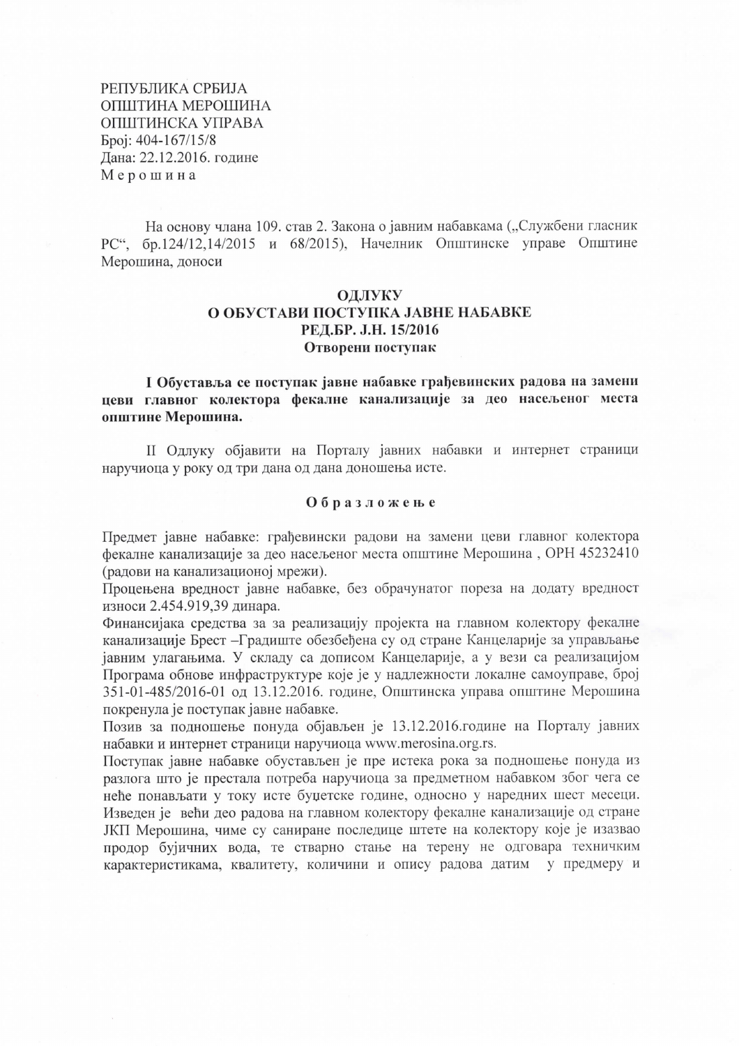РЕПУБЛИКА СРБИЈА
ОПШТИНА МЕРОШИНА
ОПШТИНСКА УПРАВА
Број: 404-167/15/8
Дана: 22.12.2016. године
М е р о ш и н а

На основу члана 109. став 2. Закона о јавним набавкама („Службени гласник РС", бр.124/12,14/2015 и 68/2015), Начелник Општинске управе Општине Мерошина, доноси

**ОДЛУКУ**
**О ОБУСТАВИ ПОСТУПКА ЈАВНЕ НАБАВКЕ**
**РЕД.БР. Ј.Н. 15/2016**
**Отворени поступак**

**I Обуставља се поступак јавне набавке грађевинских радова на замени цеви главног колектора фекалне канализације за део насељеног места општине Мерошина.**

II Одлуку објавити на Порталу јавних набавки и интернет страници наручиоца у року од три дана од дана доношења исте.

**О б р а з л о ж е њ е**

Предмет јавне набавке: грађевински радови на замени цеви главног колектора фекалне канализације за део насељеног места општине Мерошина , ОРН 45232410 (радови на канализационој мрежи).
Процењена вредност јавне набавке, без обрачунатог пореза на додату вредност износи 2.454.919,39 динара.
Финансијака средства за за реализацију пројекта на главном колектору фекалне канализације Брест –Градиште обезбеђена су од стране Канцеларије за управљање јавним улагањима. У складу са дописом Канцеларије, а у вези са реализацијом Програма обнове инфраструктуре које је у надлежности локалне самоуправе, број 351-01-485/2016-01 од 13.12.2016. године, Општинска управа општине Мерошина покренула је поступак јавне набавке.
Позив за подношење понуда објављен је 13.12.2016.године на Порталу јавних набавки и интернет страници наручиоца www.merosina.org.rs.
Поступак јавне набавке обустављен је пре истека рока за подношење понуда из разлога што је престала потреба наручиоца за предметном набавком због чега се неће понављати у току исте буџетске године, односно у наредних шест месеци. Изведен је већи део радова на главном колектору фекалне канализације од стране ЈКП Мерошина, чиме су саниране последице штете на колектору које је изазвао продор бујичних вода, те стварно стање на терену не одговара техничким карактеристикама, квалитету, количини и опису радова датим у предмеру и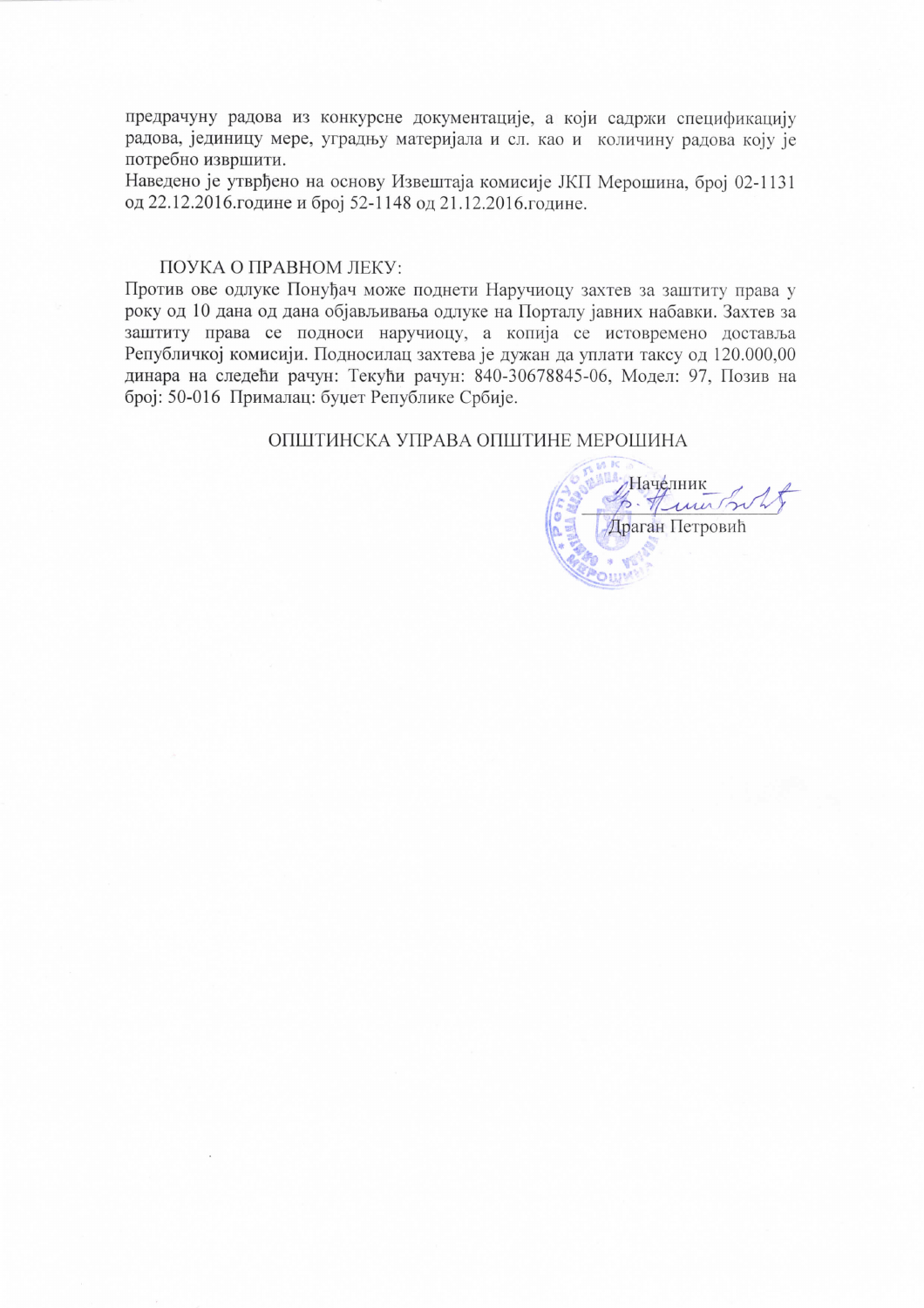предрачуну радова из конкурсне документације, а који садржи спецификацију радова, јединицу мере, уградњу материјала и сл. као и количину радова коју је потребно извршити.
Наведено је утврђено на основу Извештаја комисије ЈКП Мерошина, број 02-1131 од 22.12.2016.године и број 52-1148 од 21.12.2016.године.

ПОУКА О ПРАВНОМ ЛЕКУ:
Против ове одлуке Понуђач може поднети Наручиоцу захтев за заштиту права у року од 10 дана од дана објављивања одлуке на Порталу јавних набавки. Захтев за заштиту права се подноси наручиоцу, а копија се истовремено доставља Републичкој комисији. Подносилац захтева је дужан да уплати таксу од 120.000,00 динара на следећи рачун: Текући рачун: 840-30678845-06, Модел: 97, Позив на број: 50-016 Прималац: буџет Републике Србије.

ОПШТИНСКА УПРАВА ОПШТИНЕ МЕРОШИНА

Начелник

Драган Петровић